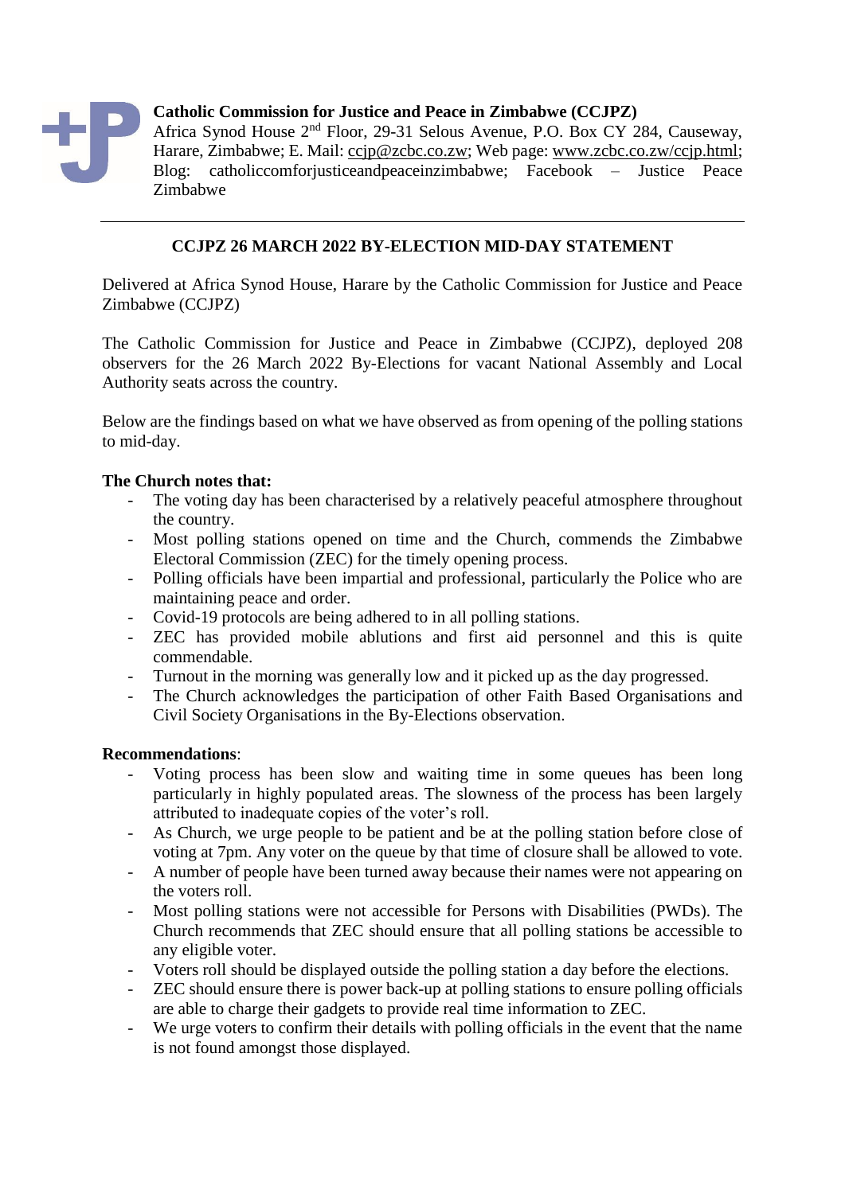**Catholic Commission for Justice and Peace in Zimbabwe (CCJPZ)**
Africa Synod House 2nd Floor, 29-31 Selous Avenue, P.O. Box CY 284, Causeway, Harare, Zimbabwe; E. Mail: ccjp@zcbc.co.zw; Web page: www.zcbc.co.zw/ccjp.html; Blog: catholiccomforjusticeandpeaceinzimbabwe; Facebook – Justice Peace Zimbabwe

---

## CCJPZ 26 MARCH 2022 BY-ELECTION MID-DAY STATEMENT

Delivered at Africa Synod House, Harare by the Catholic Commission for Justice and Peace Zimbabwe (CCJPZ)

The Catholic Commission for Justice and Peace in Zimbabwe (CCJPZ), deployed 208 observers for the 26 March 2022 By-Elections for vacant National Assembly and Local Authority seats across the country.

Below are the findings based on what we have observed as from opening of the polling stations to mid-day.

**The Church notes that:**

- The voting day has been characterised by a relatively peaceful atmosphere throughout the country.
- Most polling stations opened on time and the Church, commends the Zimbabwe Electoral Commission (ZEC) for the timely opening process.
- Polling officials have been impartial and professional, particularly the Police who are maintaining peace and order.
- Covid-19 protocols are being adhered to in all polling stations.
- ZEC has provided mobile ablutions and first aid personnel and this is quite commendable.
- Turnout in the morning was generally low and it picked up as the day progressed.
- The Church acknowledges the participation of other Faith Based Organisations and Civil Society Organisations in the By-Elections observation.

**Recommendations**:

- Voting process has been slow and waiting time in some queues has been long particularly in highly populated areas. The slowness of the process has been largely attributed to inadequate copies of the voter's roll.
- As Church, we urge people to be patient and be at the polling station before close of voting at 7pm. Any voter on the queue by that time of closure shall be allowed to vote.
- A number of people have been turned away because their names were not appearing on the voters roll.
- Most polling stations were not accessible for Persons with Disabilities (PWDs). The Church recommends that ZEC should ensure that all polling stations be accessible to any eligible voter.
- Voters roll should be displayed outside the polling station a day before the elections.
- ZEC should ensure there is power back-up at polling stations to ensure polling officials are able to charge their gadgets to provide real time information to ZEC.
- We urge voters to confirm their details with polling officials in the event that the name is not found amongst those displayed.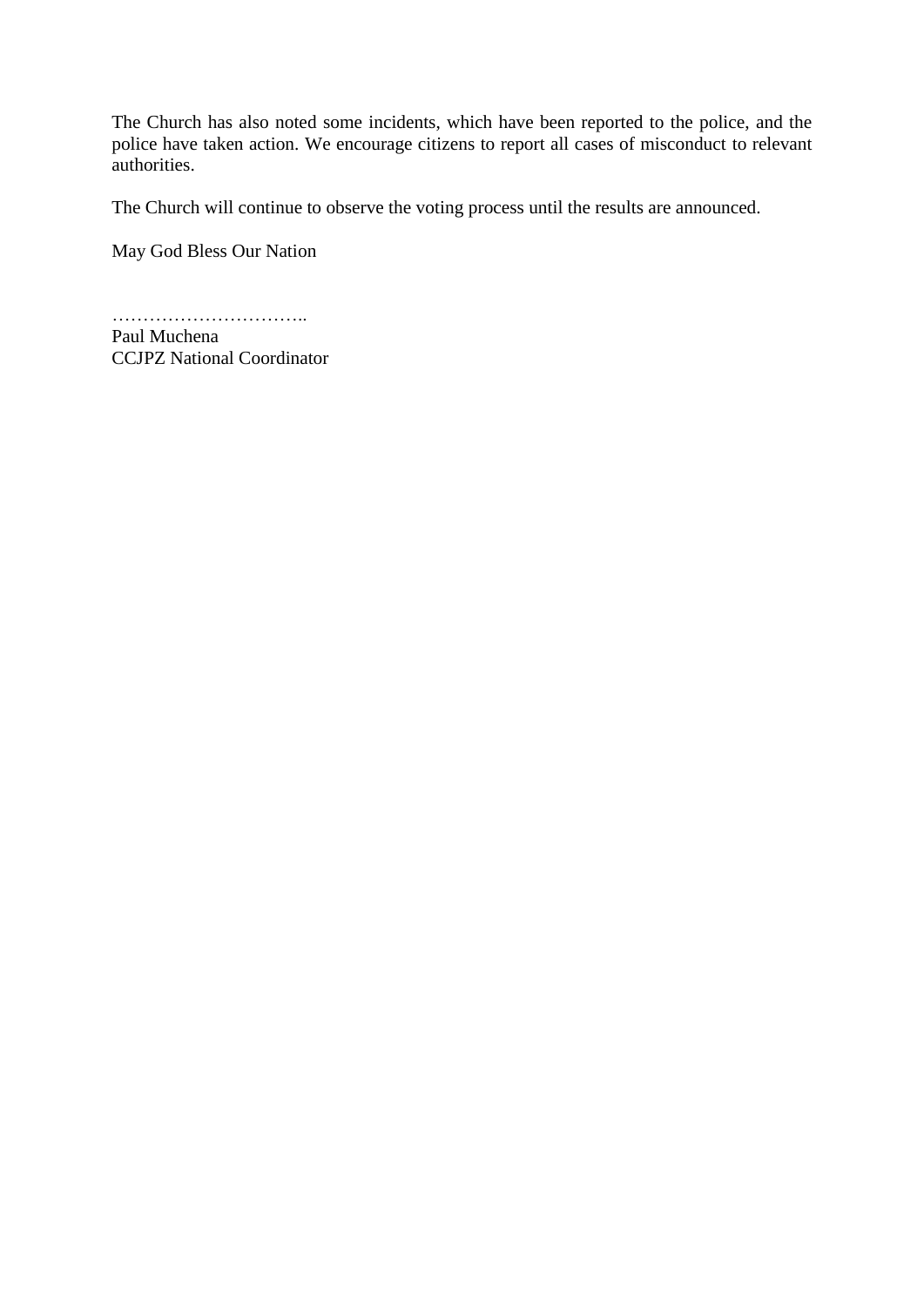The Church has also noted some incidents, which have been reported to the police, and the police have taken action. We encourage citizens to report all cases of misconduct to relevant authorities.

The Church will continue to observe the voting process until the results are announced.

May God Bless Our Nation

…………………………..
Paul Muchena
CCJPZ National Coordinator